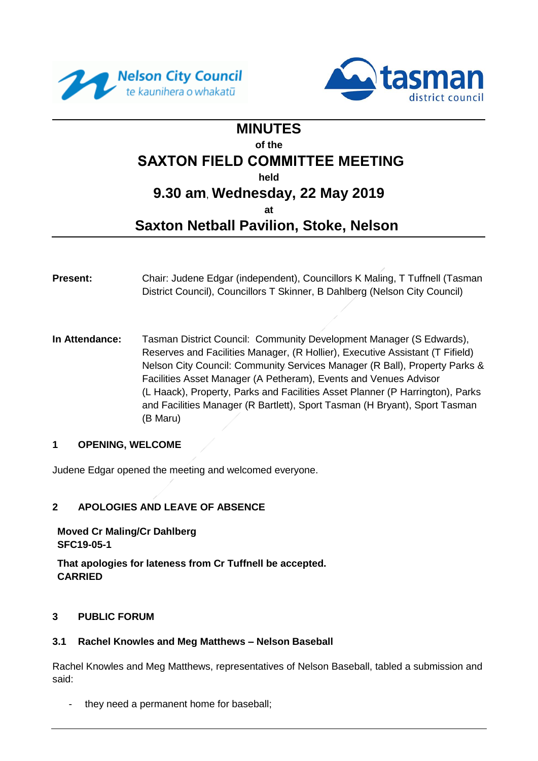Nelson City Council
te kaunihera o whakatū

tasman
district council

# MINUTES

of the

# SAXTON FIELD COMMITTEE MEETING

held

## 9.30 am, Wednesday, 22 May 2019

at

## Saxton Netball Pavilion, Stoke, Nelson

**Present:** Chair: Judene Edgar (independent), Councillors K Maling, T Tuffnell (Tasman District Council), Councillors T Skinner, B Dahlberg (Nelson City Council)

**In Attendance:** Tasman District Council: Community Development Manager (S Edwards), Reserves and Facilities Manager, (R Hollier), Executive Assistant (T Fifield) Nelson City Council: Community Services Manager (R Ball), Property Parks & Facilities Asset Manager (A Petheram), Events and Venues Advisor (L Haack), Property, Parks and Facilities Asset Planner (P Harrington), Parks and Facilities Manager (R Bartlett), Sport Tasman (H Bryant), Sport Tasman (B Maru)

### 1 OPENING, WELCOME

Judene Edgar opened the meeting and welcomed everyone.

### 2 APOLOGIES AND LEAVE OF ABSENCE

**Moved Cr Maling/Cr Dahlberg**
**SFC19-05-1**

**That apologies for lateness from Cr Tuffnell be accepted.**
**CARRIED**

### 3 PUBLIC FORUM

#### 3.1 Rachel Knowles and Meg Matthews – Nelson Baseball

Rachel Knowles and Meg Matthews, representatives of Nelson Baseball, tabled a submission and said:

- they need a permanent home for baseball;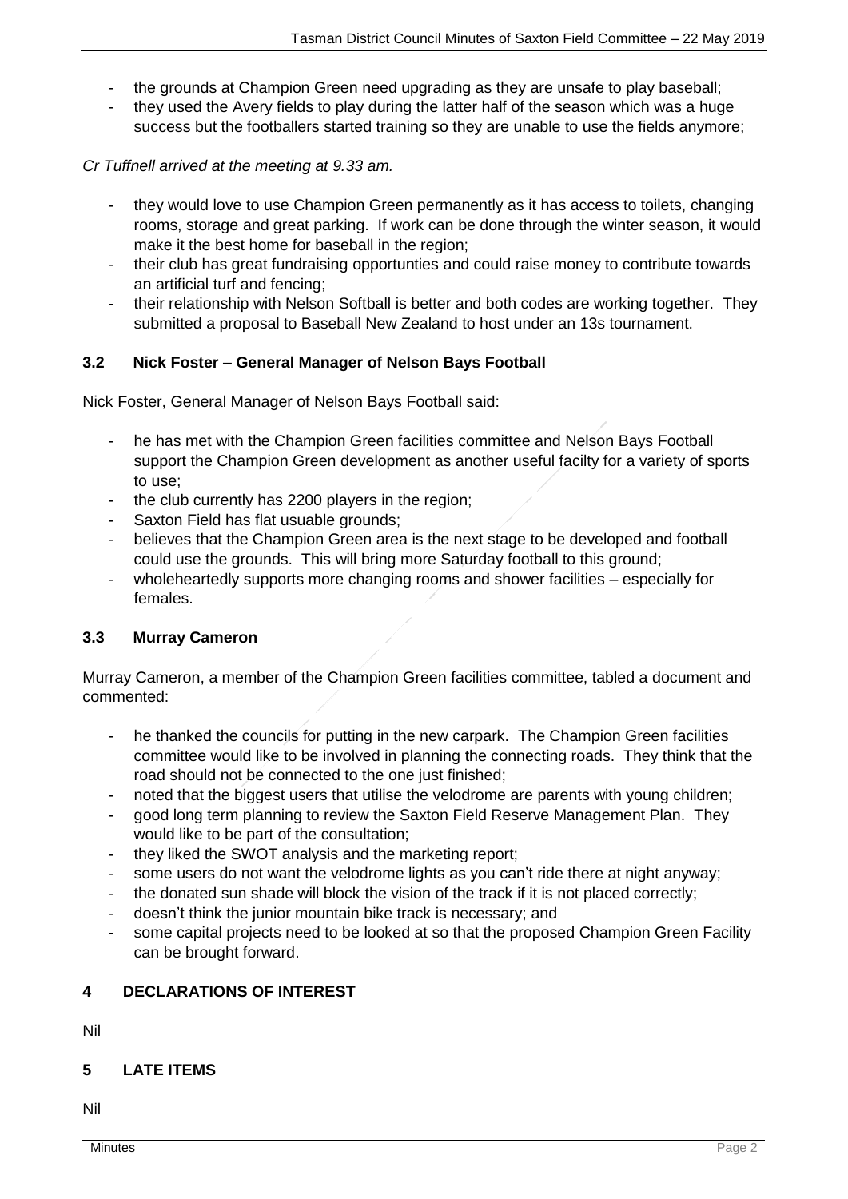- the grounds at Champion Green need upgrading as they are unsafe to play baseball;
- they used the Avery fields to play during the latter half of the season which was a huge success but the footballers started training so they are unable to use the fields anymore;

*Cr Tuffnell arrived at the meeting at 9.33 am.*

- they would love to use Champion Green permanently as it has access to toilets, changing rooms, storage and great parking. If work can be done through the winter season, it would make it the best home for baseball in the region;
- their club has great fundraising opportunties and could raise money to contribute towards an artificial turf and fencing;
- their relationship with Nelson Softball is better and both codes are working together. They submitted a proposal to Baseball New Zealand to host under an 13s tournament.

### 3.2 Nick Foster – General Manager of Nelson Bays Football

Nick Foster, General Manager of Nelson Bays Football said:

- he has met with the Champion Green facilities committee and Nelson Bays Football support the Champion Green development as another useful facilty for a variety of sports to use;
- the club currently has 2200 players in the region;
- Saxton Field has flat usuable grounds;
- believes that the Champion Green area is the next stage to be developed and football could use the grounds. This will bring more Saturday football to this ground;
- wholeheartedly supports more changing rooms and shower facilities – especially for females.

### 3.3 Murray Cameron

Murray Cameron, a member of the Champion Green facilities committee, tabled a document and commented:

- he thanked the councils for putting in the new carpark. The Champion Green facilities committee would like to be involved in planning the connecting roads. They think that the road should not be connected to the one just finished;
- noted that the biggest users that utilise the velodrome are parents with young children;
- good long term planning to review the Saxton Field Reserve Management Plan. They would like to be part of the consultation;
- they liked the SWOT analysis and the marketing report;
- some users do not want the velodrome lights as you can't ride there at night anyway;
- the donated sun shade will block the vision of the track if it is not placed correctly;
- doesn't think the junior mountain bike track is necessary; and
- some capital projects need to be looked at so that the proposed Champion Green Facility can be brought forward.

## 4 DECLARATIONS OF INTEREST

Nil

## 5 LATE ITEMS

Nil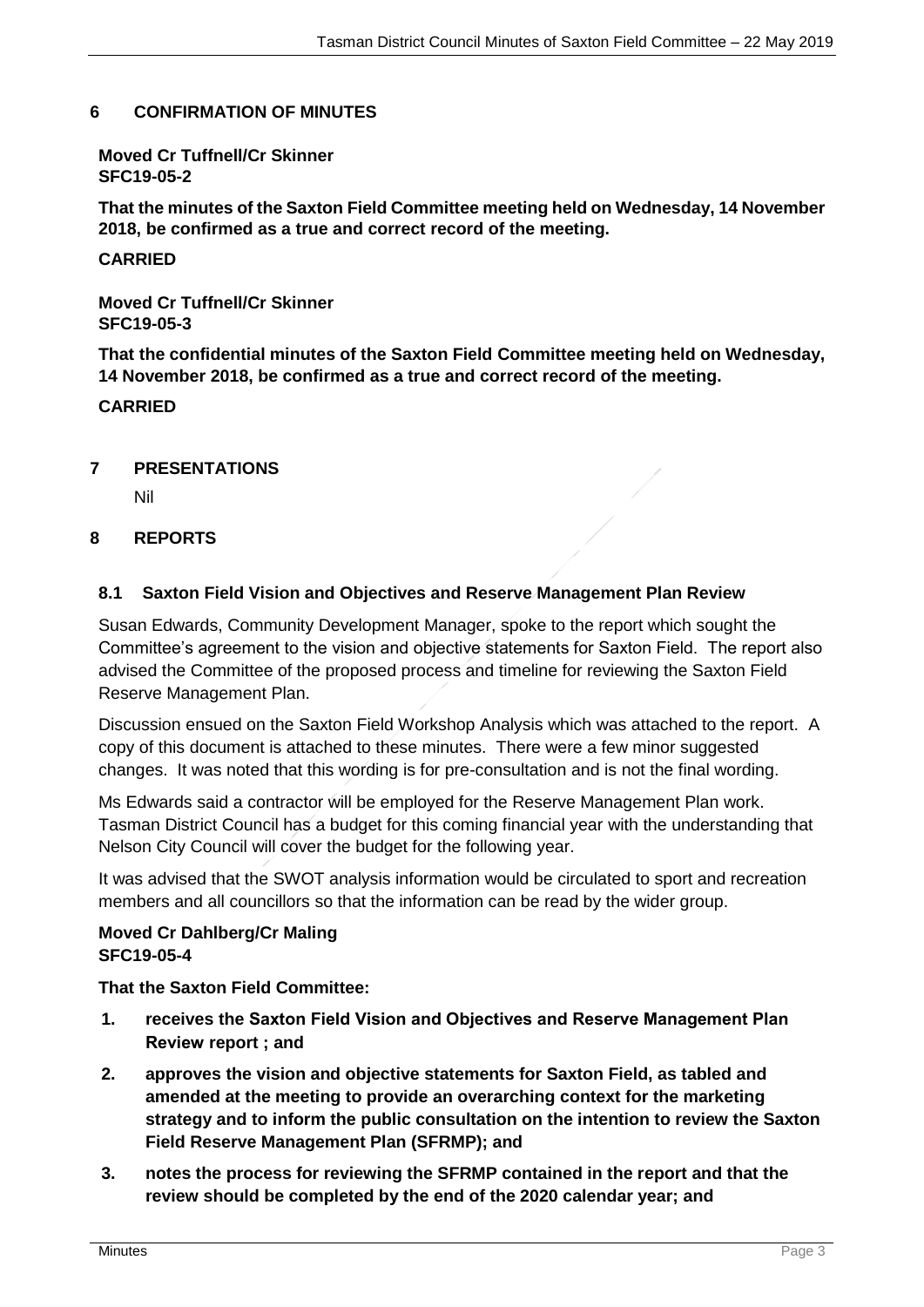## 6 CONFIRMATION OF MINUTES

**Moved Cr Tuffnell/Cr Skinner**
**SFC19-05-2**

**That the minutes of the Saxton Field Committee meeting held on Wednesday, 14 November 2018, be confirmed as a true and correct record of the meeting.**

**CARRIED**

**Moved Cr Tuffnell/Cr Skinner**
**SFC19-05-3**

**That the confidential minutes of the Saxton Field Committee meeting held on Wednesday, 14 November 2018, be confirmed as a true and correct record of the meeting.**

**CARRIED**

## 7 PRESENTATIONS

Nil

## 8 REPORTS

### 8.1 Saxton Field Vision and Objectives and Reserve Management Plan Review

Susan Edwards, Community Development Manager, spoke to the report which sought the Committee's agreement to the vision and objective statements for Saxton Field. The report also advised the Committee of the proposed process and timeline for reviewing the Saxton Field Reserve Management Plan.

Discussion ensued on the Saxton Field Workshop Analysis which was attached to the report. A copy of this document is attached to these minutes. There were a few minor suggested changes. It was noted that this wording is for pre-consultation and is not the final wording.

Ms Edwards said a contractor will be employed for the Reserve Management Plan work. Tasman District Council has a budget for this coming financial year with the understanding that Nelson City Council will cover the budget for the following year.

It was advised that the SWOT analysis information would be circulated to sport and recreation members and all councillors so that the information can be read by the wider group.

**Moved Cr Dahlberg/Cr Maling**
**SFC19-05-4**

**That the Saxton Field Committee:**

1. **receives the Saxton Field Vision and Objectives and Reserve Management Plan Review report ; and**
2. **approves the vision and objective statements for Saxton Field, as tabled and amended at the meeting to provide an overarching context for the marketing strategy and to inform the public consultation on the intention to review the Saxton Field Reserve Management Plan (SFRMP); and**
3. **notes the process for reviewing the SFRMP contained in the report and that the review should be completed by the end of the 2020 calendar year; and**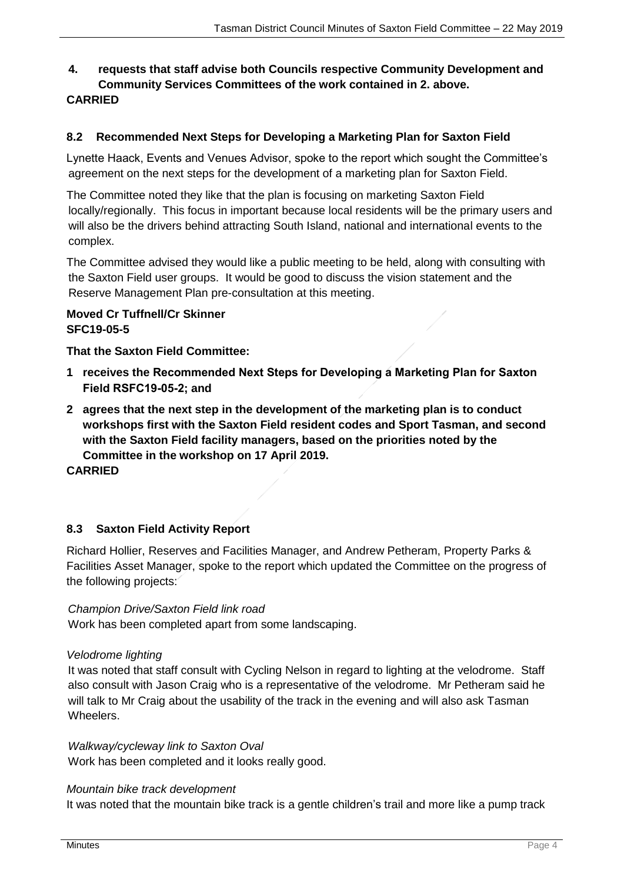**4. requests that staff advise both Councils respective Community Development and Community Services Committees of the work contained in 2. above.**

**CARRIED**

### 8.2 Recommended Next Steps for Developing a Marketing Plan for Saxton Field

Lynette Haack, Events and Venues Advisor, spoke to the report which sought the Committee's agreement on the next steps for the development of a marketing plan for Saxton Field.

The Committee noted they like that the plan is focusing on marketing Saxton Field locally/regionally. This focus in important because local residents will be the primary users and will also be the drivers behind attracting South Island, national and international events to the complex.

The Committee advised they would like a public meeting to be held, along with consulting with the Saxton Field user groups. It would be good to discuss the vision statement and the Reserve Management Plan pre-consultation at this meeting.

**Moved Cr Tuffnell/Cr Skinner**
**SFC19-05-5**

**That the Saxton Field Committee:**

1. **receives the Recommended Next Steps for Developing a Marketing Plan for Saxton Field RSFC19-05-2; and**
2. **agrees that the next step in the development of the marketing plan is to conduct workshops first with the Saxton Field resident codes and Sport Tasman, and second with the Saxton Field facility managers, based on the priorities noted by the Committee in the workshop on 17 April 2019.**

**CARRIED**

### 8.3 Saxton Field Activity Report

Richard Hollier, Reserves and Facilities Manager, and Andrew Petheram, Property Parks & Facilities Asset Manager, spoke to the report which updated the Committee on the progress of the following projects:

*Champion Drive/Saxton Field link road*
Work has been completed apart from some landscaping.

*Velodrome lighting*
It was noted that staff consult with Cycling Nelson in regard to lighting at the velodrome. Staff also consult with Jason Craig who is a representative of the velodrome. Mr Petheram said he will talk to Mr Craig about the usability of the track in the evening and will also ask Tasman Wheelers.

*Walkway/cycleway link to Saxton Oval*
Work has been completed and it looks really good.

*Mountain bike track development*
It was noted that the mountain bike track is a gentle children's trail and more like a pump track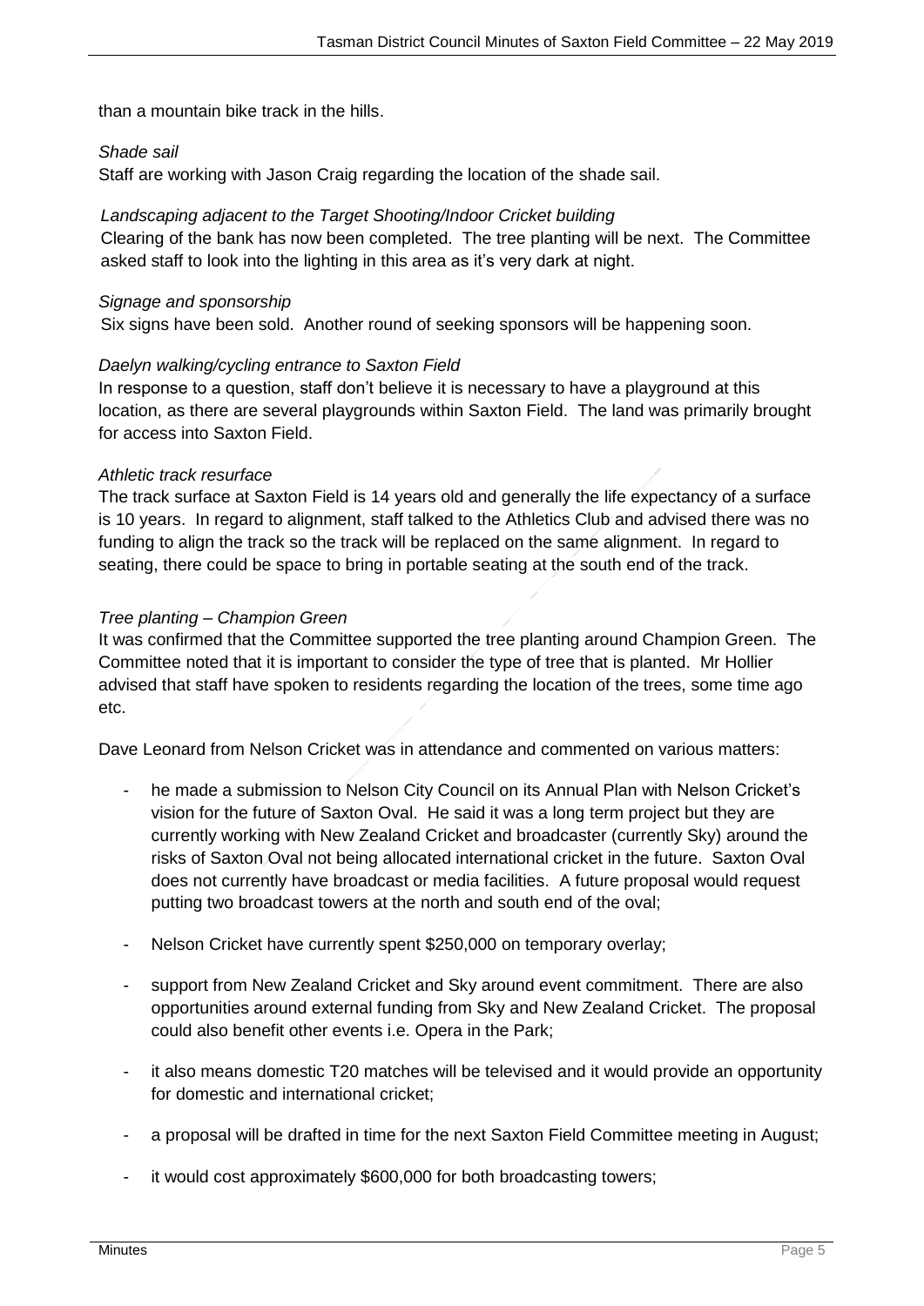than a mountain bike track in the hills.

*Shade sail*

Staff are working with Jason Craig regarding the location of the shade sail.

*Landscaping adjacent to the Target Shooting/Indoor Cricket building*

Clearing of the bank has now been completed. The tree planting will be next. The Committee asked staff to look into the lighting in this area as it's very dark at night.

*Signage and sponsorship*

Six signs have been sold. Another round of seeking sponsors will be happening soon.

*Daelyn walking/cycling entrance to Saxton Field*

In response to a question, staff don't believe it is necessary to have a playground at this location, as there are several playgrounds within Saxton Field. The land was primarily brought for access into Saxton Field.

*Athletic track resurface*

The track surface at Saxton Field is 14 years old and generally the life expectancy of a surface is 10 years. In regard to alignment, staff talked to the Athletics Club and advised there was no funding to align the track so the track will be replaced on the same alignment. In regard to seating, there could be space to bring in portable seating at the south end of the track.

*Tree planting – Champion Green*

It was confirmed that the Committee supported the tree planting around Champion Green. The Committee noted that it is important to consider the type of tree that is planted. Mr Hollier advised that staff have spoken to residents regarding the location of the trees, some time ago etc.

Dave Leonard from Nelson Cricket was in attendance and commented on various matters:

- he made a submission to Nelson City Council on its Annual Plan with Nelson Cricket's vision for the future of Saxton Oval. He said it was a long term project but they are currently working with New Zealand Cricket and broadcaster (currently Sky) around the risks of Saxton Oval not being allocated international cricket in the future. Saxton Oval does not currently have broadcast or media facilities. A future proposal would request putting two broadcast towers at the north and south end of the oval;
- Nelson Cricket have currently spent $250,000 on temporary overlay;
- support from New Zealand Cricket and Sky around event commitment. There are also opportunities around external funding from Sky and New Zealand Cricket. The proposal could also benefit other events i.e. Opera in the Park;
- it also means domestic T20 matches will be televised and it would provide an opportunity for domestic and international cricket;
- a proposal will be drafted in time for the next Saxton Field Committee meeting in August;
- it would cost approximately $600,000 for both broadcasting towers;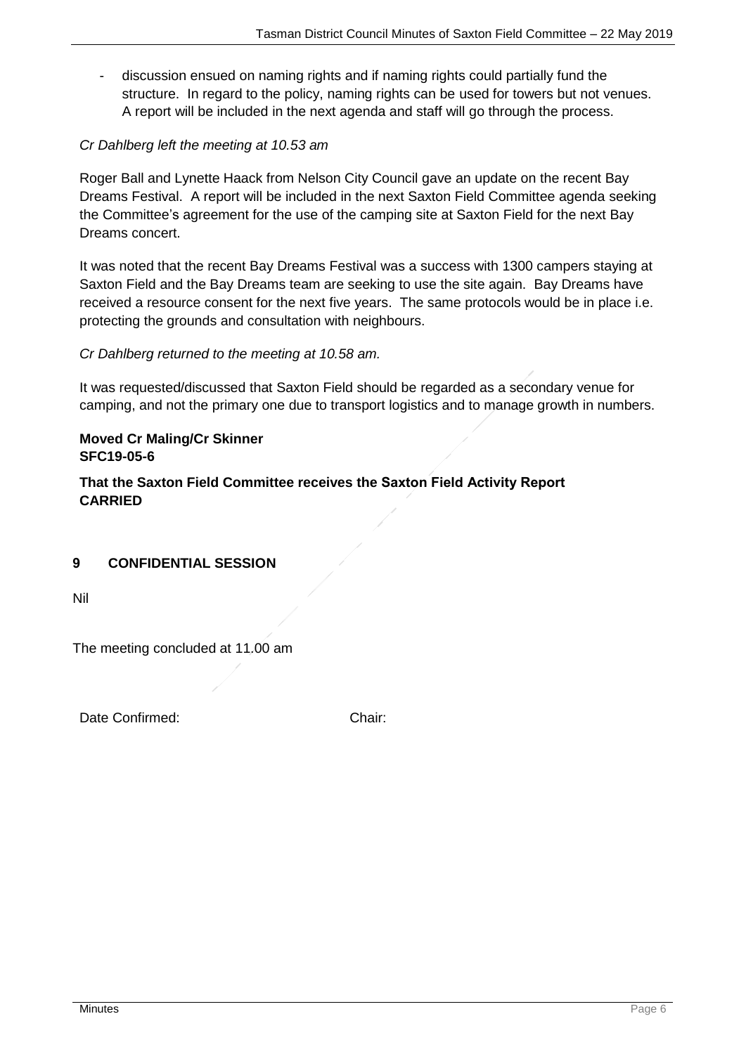- discussion ensued on naming rights and if naming rights could partially fund the structure. In regard to the policy, naming rights can be used for towers but not venues. A report will be included in the next agenda and staff will go through the process.

*Cr Dahlberg left the meeting at 10.53 am*

Roger Ball and Lynette Haack from Nelson City Council gave an update on the recent Bay Dreams Festival. A report will be included in the next Saxton Field Committee agenda seeking the Committee's agreement for the use of the camping site at Saxton Field for the next Bay Dreams concert.

It was noted that the recent Bay Dreams Festival was a success with 1300 campers staying at Saxton Field and the Bay Dreams team are seeking to use the site again. Bay Dreams have received a resource consent for the next five years. The same protocols would be in place i.e. protecting the grounds and consultation with neighbours.

*Cr Dahlberg returned to the meeting at 10.58 am.*

It was requested/discussed that Saxton Field should be regarded as a secondary venue for camping, and not the primary one due to transport logistics and to manage growth in numbers.

**Moved Cr Maling/Cr Skinner**
**SFC19-05-6**

**That the Saxton Field Committee receives the Saxton Field Activity Report**
**CARRIED**

## 9 CONFIDENTIAL SESSION

Nil

The meeting concluded at 11.00 am

Date Confirmed: Chair: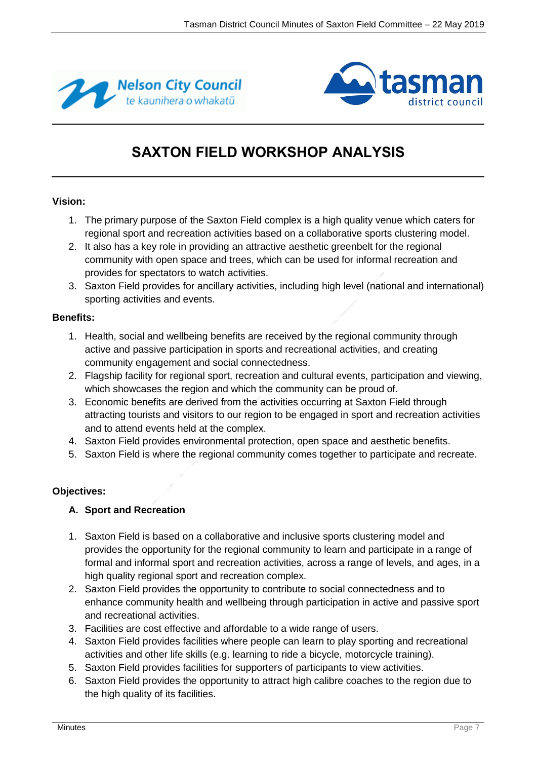# SAXTON FIELD WORKSHOP ANALYSIS

**Vision:**

1. The primary purpose of the Saxton Field complex is a high quality venue which caters for regional sport and recreation activities based on a collaborative sports clustering model.
2. It also has a key role in providing an attractive aesthetic greenbelt for the regional community with open space and trees, which can be used for informal recreation and provides for spectators to watch activities.
3. Saxton Field provides for ancillary activities, including high level (national and international) sporting activities and events.

**Benefits:**

1. Health, social and wellbeing benefits are received by the regional community through active and passive participation in sports and recreational activities, and creating community engagement and social connectedness.
2. Flagship facility for regional sport, recreation and cultural events, participation and viewing, which showcases the region and which the community can be proud of.
3. Economic benefits are derived from the activities occurring at Saxton Field through attracting tourists and visitors to our region to be engaged in sport and recreation activities and to attend events held at the complex.
4. Saxton Field provides environmental protection, open space and aesthetic benefits.
5. Saxton Field is where the regional community comes together to participate and recreate.

**Objectives:**

**A. Sport and Recreation**

1. Saxton Field is based on a collaborative and inclusive sports clustering model and provides the opportunity for the regional community to learn and participate in a range of formal and informal sport and recreation activities, across a range of levels, and ages, in a high quality regional sport and recreation complex.
2. Saxton Field provides the opportunity to contribute to social connectedness and to enhance community health and wellbeing through participation in active and passive sport and recreational activities.
3. Facilities are cost effective and affordable to a wide range of users.
4. Saxton Field provides facilities where people can learn to play sporting and recreational activities and other life skills (e.g. learning to ride a bicycle, motorcycle training).
5. Saxton Field provides facilities for supporters of participants to view activities.
6. Saxton Field provides the opportunity to attract high calibre coaches to the region due to the high quality of its facilities.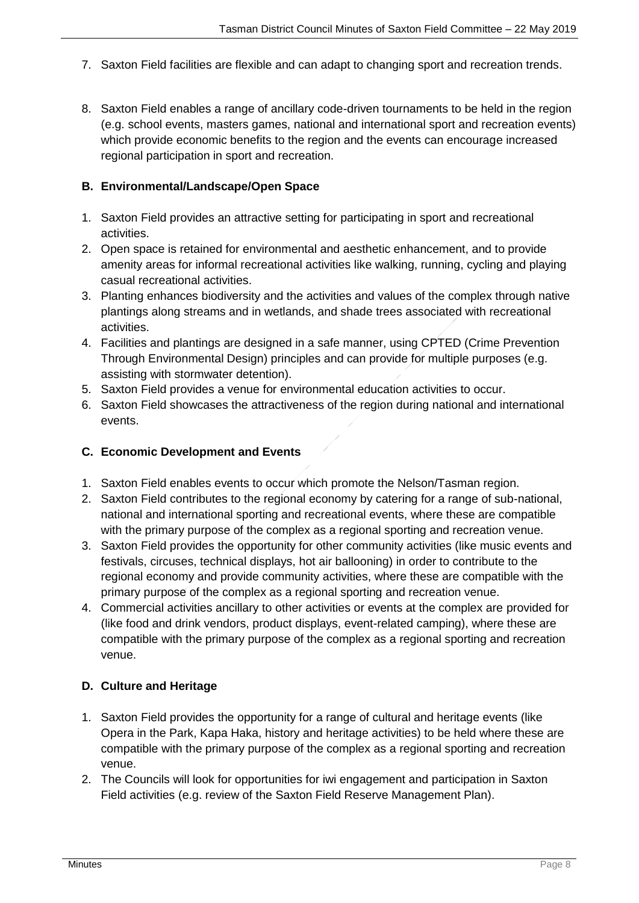7. Saxton Field facilities are flexible and can adapt to changing sport and recreation trends.

8. Saxton Field enables a range of ancillary code-driven tournaments to be held in the region (e.g. school events, masters games, national and international sport and recreation events) which provide economic benefits to the region and the events can encourage increased regional participation in sport and recreation.

**B. Environmental/Landscape/Open Space**

1. Saxton Field provides an attractive setting for participating in sport and recreational activities.
2. Open space is retained for environmental and aesthetic enhancement, and to provide amenity areas for informal recreational activities like walking, running, cycling and playing casual recreational activities.
3. Planting enhances biodiversity and the activities and values of the complex through native plantings along streams and in wetlands, and shade trees associated with recreational activities.
4. Facilities and plantings are designed in a safe manner, using CPTED (Crime Prevention Through Environmental Design) principles and can provide for multiple purposes (e.g. assisting with stormwater detention).
5. Saxton Field provides a venue for environmental education activities to occur.
6. Saxton Field showcases the attractiveness of the region during national and international events.

**C. Economic Development and Events**

1. Saxton Field enables events to occur which promote the Nelson/Tasman region.
2. Saxton Field contributes to the regional economy by catering for a range of sub-national, national and international sporting and recreational events, where these are compatible with the primary purpose of the complex as a regional sporting and recreation venue.
3. Saxton Field provides the opportunity for other community activities (like music events and festivals, circuses, technical displays, hot air ballooning) in order to contribute to the regional economy and provide community activities, where these are compatible with the primary purpose of the complex as a regional sporting and recreation venue.
4. Commercial activities ancillary to other activities or events at the complex are provided for (like food and drink vendors, product displays, event-related camping), where these are compatible with the primary purpose of the complex as a regional sporting and recreation venue.

**D. Culture and Heritage**

1. Saxton Field provides the opportunity for a range of cultural and heritage events (like Opera in the Park, Kapa Haka, history and heritage activities) to be held where these are compatible with the primary purpose of the complex as a regional sporting and recreation venue.
2. The Councils will look for opportunities for iwi engagement and participation in Saxton Field activities (e.g. review of the Saxton Field Reserve Management Plan).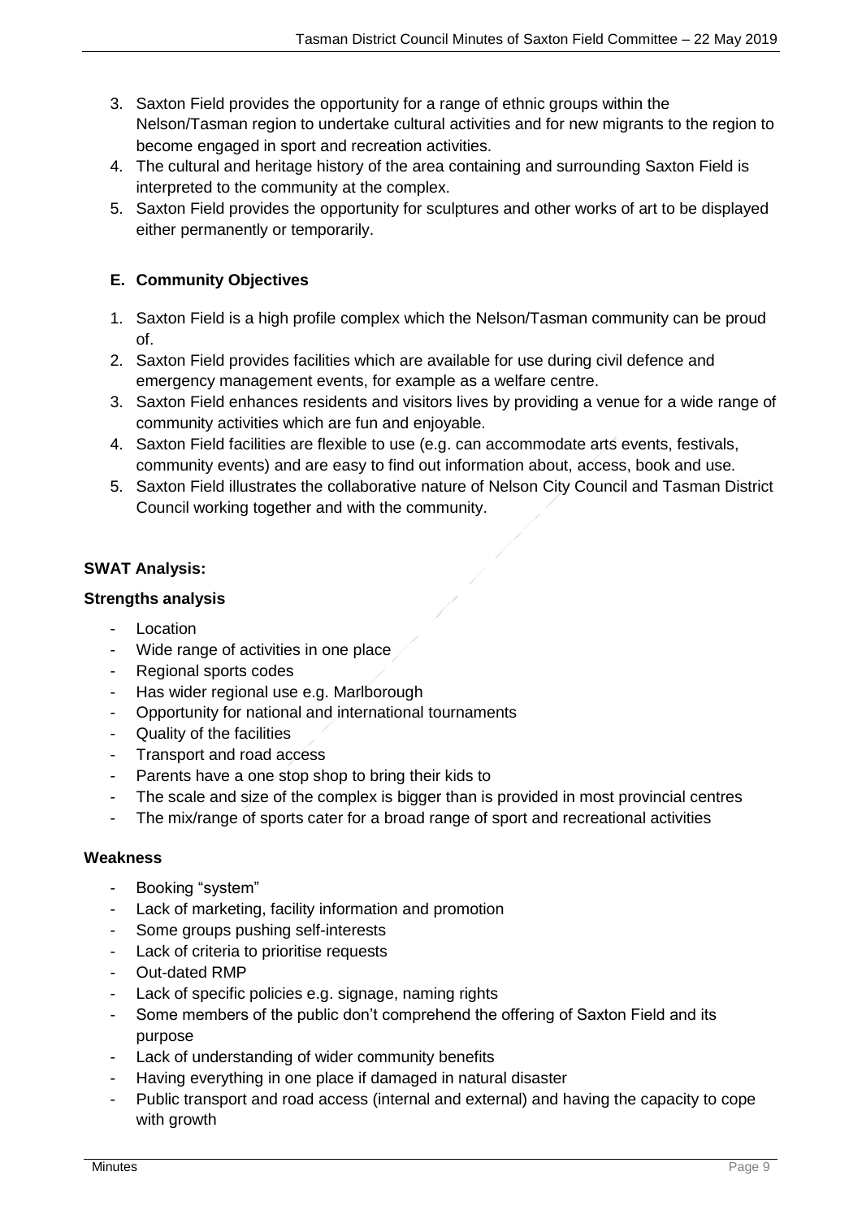3. Saxton Field provides the opportunity for a range of ethnic groups within the Nelson/Tasman region to undertake cultural activities and for new migrants to the region to become engaged in sport and recreation activities.
4. The cultural and heritage history of the area containing and surrounding Saxton Field is interpreted to the community at the complex.
5. Saxton Field provides the opportunity for sculptures and other works of art to be displayed either permanently or temporarily.

**E. Community Objectives**

1. Saxton Field is a high profile complex which the Nelson/Tasman community can be proud of.
2. Saxton Field provides facilities which are available for use during civil defence and emergency management events, for example as a welfare centre.
3. Saxton Field enhances residents and visitors lives by providing a venue for a wide range of community activities which are fun and enjoyable.
4. Saxton Field facilities are flexible to use (e.g. can accommodate arts events, festivals, community events) and are easy to find out information about, access, book and use.
5. Saxton Field illustrates the collaborative nature of Nelson City Council and Tasman District Council working together and with the community.

**SWAT Analysis:**

**Strengths analysis**

- Location
- Wide range of activities in one place
- Regional sports codes
- Has wider regional use e.g. Marlborough
- Opportunity for national and international tournaments
- Quality of the facilities
- Transport and road access
- Parents have a one stop shop to bring their kids to
- The scale and size of the complex is bigger than is provided in most provincial centres
- The mix/range of sports cater for a broad range of sport and recreational activities

**Weakness**

- Booking "system"
- Lack of marketing, facility information and promotion
- Some groups pushing self-interests
- Lack of criteria to prioritise requests
- Out-dated RMP
- Lack of specific policies e.g. signage, naming rights
- Some members of the public don't comprehend the offering of Saxton Field and its purpose
- Lack of understanding of wider community benefits
- Having everything in one place if damaged in natural disaster
- Public transport and road access (internal and external) and having the capacity to cope with growth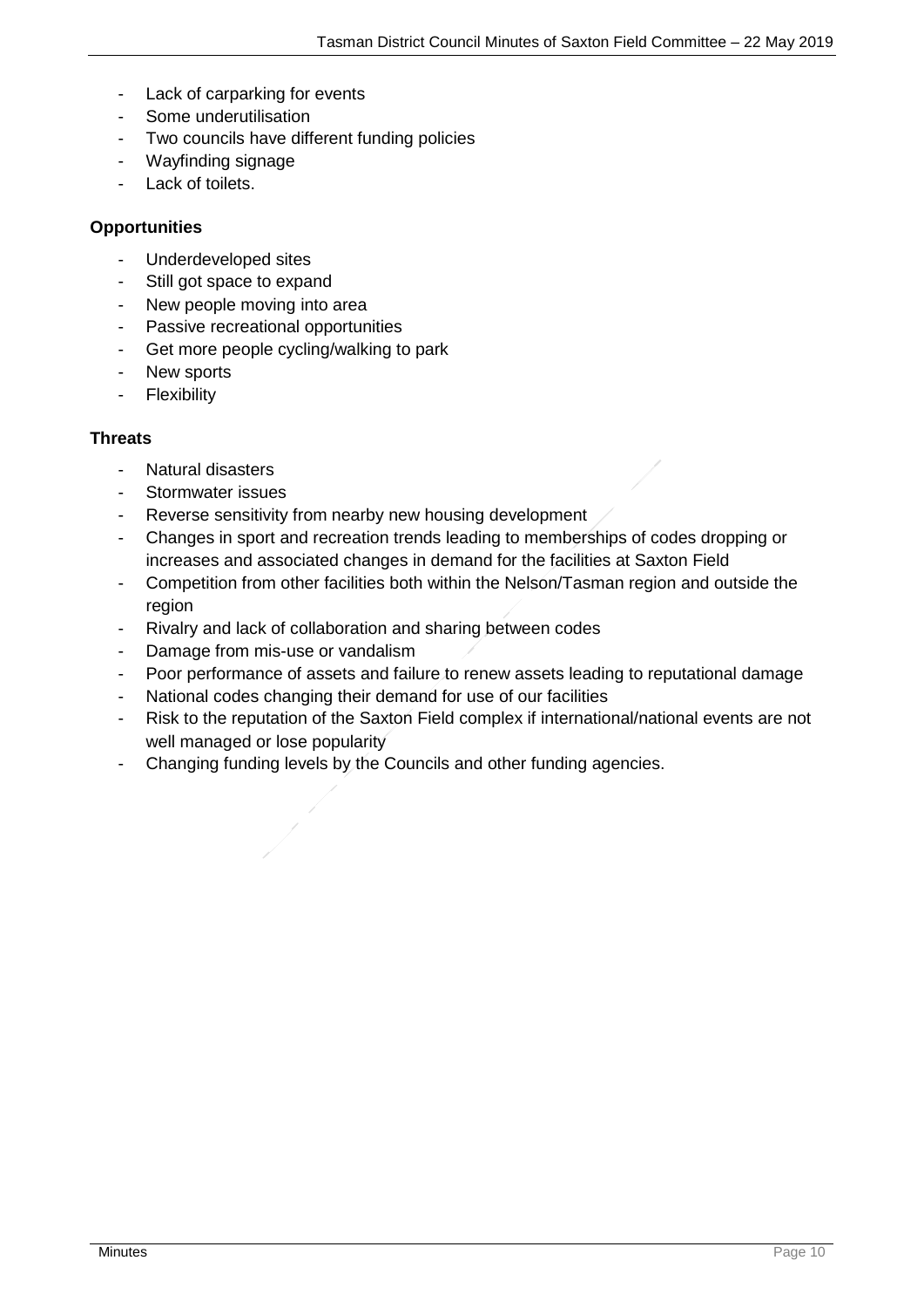- Lack of carparking for events
- Some underutilisation
- Two councils have different funding policies
- Wayfinding signage
- Lack of toilets.

**Opportunities**

- Underdeveloped sites
- Still got space to expand
- New people moving into area
- Passive recreational opportunities
- Get more people cycling/walking to park
- New sports
- Flexibility

**Threats**

- Natural disasters
- Stormwater issues
- Reverse sensitivity from nearby new housing development
- Changes in sport and recreation trends leading to memberships of codes dropping or increases and associated changes in demand for the facilities at Saxton Field
- Competition from other facilities both within the Nelson/Tasman region and outside the region
- Rivalry and lack of collaboration and sharing between codes
- Damage from mis-use or vandalism
- Poor performance of assets and failure to renew assets leading to reputational damage
- National codes changing their demand for use of our facilities
- Risk to the reputation of the Saxton Field complex if international/national events are not well managed or lose popularity
- Changing funding levels by the Councils and other funding agencies.